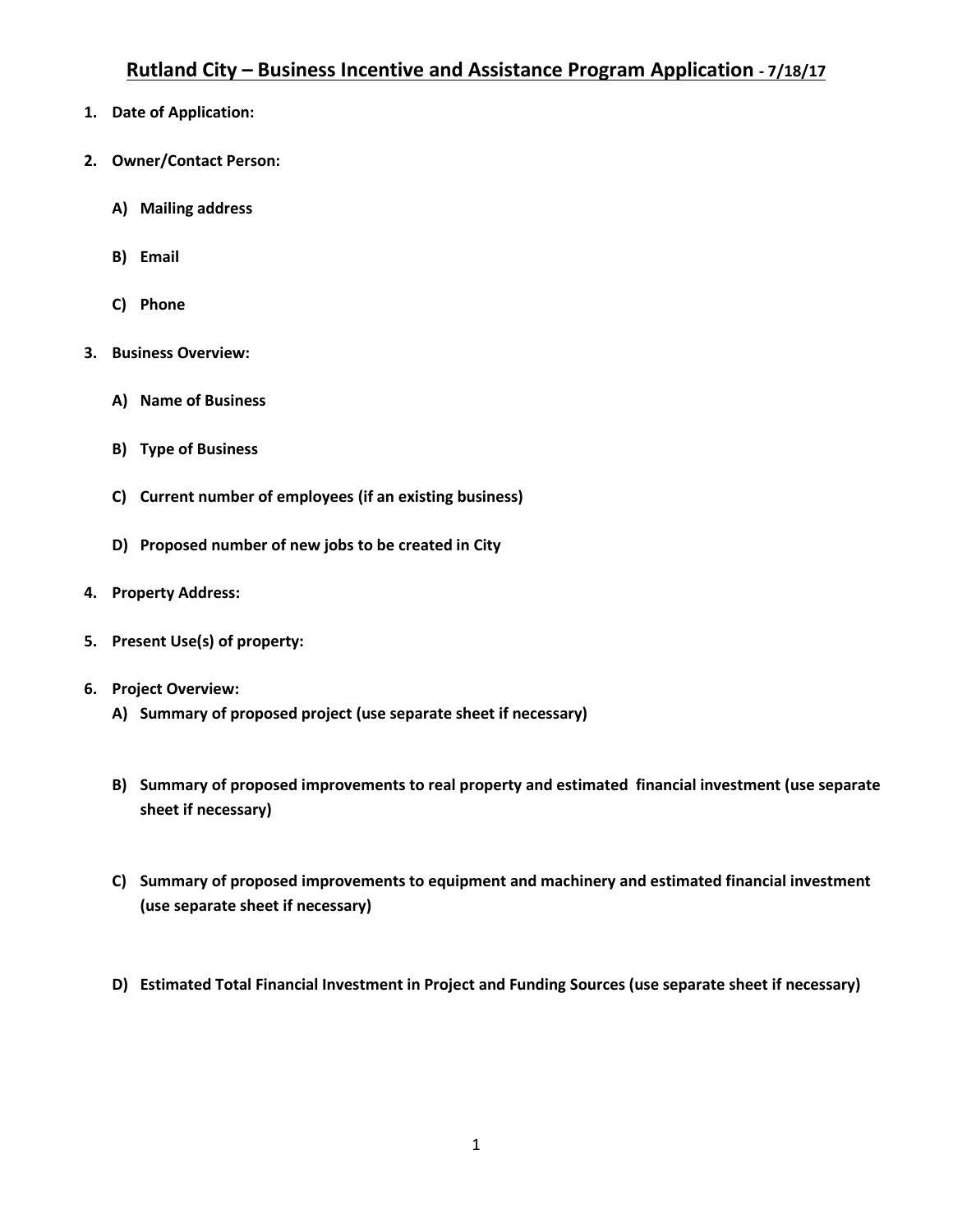# Rutland City – Business Incentive and Assistance Program Application - 7/18/17

1. **Date of Application:**

2. **Owner/Contact Person:**

   A) **Mailing address**

   B) **Email**

   C) **Phone**

3. **Business Overview:**

   A) **Name of Business**

   B) **Type of Business**

   C) **Current number of employees (if an existing business)**

   D) **Proposed number of new jobs to be created in City**

4. **Property Address:**

5. **Present Use(s) of property:**

6. **Project Overview:**

   A) **Summary of proposed project (use separate sheet if necessary)**

   B) **Summary of proposed improvements to real property and estimated financial investment (use separate sheet if necessary)**

   C) **Summary of proposed improvements to equipment and machinery and estimated financial investment (use separate sheet if necessary)**

   D) **Estimated Total Financial Investment in Project and Funding Sources (use separate sheet if necessary)**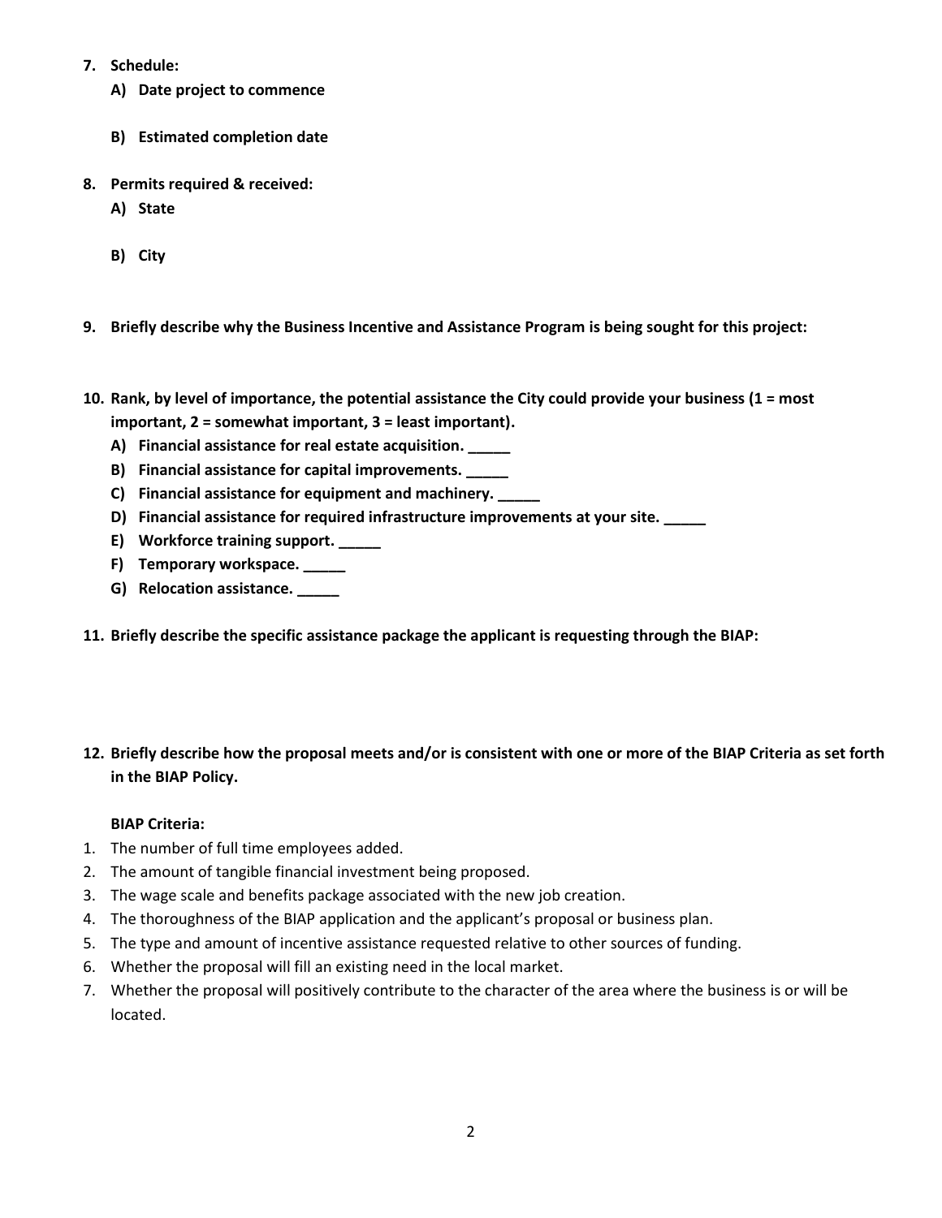7. **Schedule:**
   A) **Date project to commence**

   B) **Estimated completion date**

8. **Permits required & received:**
   A) **State**

   B) **City**

9. **Briefly describe why the Business Incentive and Assistance Program is being sought for this project:**

10. **Rank, by level of importance, the potential assistance the City could provide your business (1 = most important, 2 = somewhat important, 3 = least important).**
    A) **Financial assistance for real estate acquisition. _____**
    B) **Financial assistance for capital improvements. _____**
    C) **Financial assistance for equipment and machinery. _____**
    D) **Financial assistance for required infrastructure improvements at your site. _____**
    E) **Workforce training support. _____**
    F) **Temporary workspace. _____**
    G) **Relocation assistance. _____**

11. **Briefly describe the specific assistance package the applicant is requesting through the BIAP:**

12. **Briefly describe how the proposal meets and/or is consistent with one or more of the BIAP Criteria as set forth in the BIAP Policy.**

**BIAP Criteria:**

1. The number of full time employees added.
2. The amount of tangible financial investment being proposed.
3. The wage scale and benefits package associated with the new job creation.
4. The thoroughness of the BIAP application and the applicant's proposal or business plan.
5. The type and amount of incentive assistance requested relative to other sources of funding.
6. Whether the proposal will fill an existing need in the local market.
7. Whether the proposal will positively contribute to the character of the area where the business is or will be located.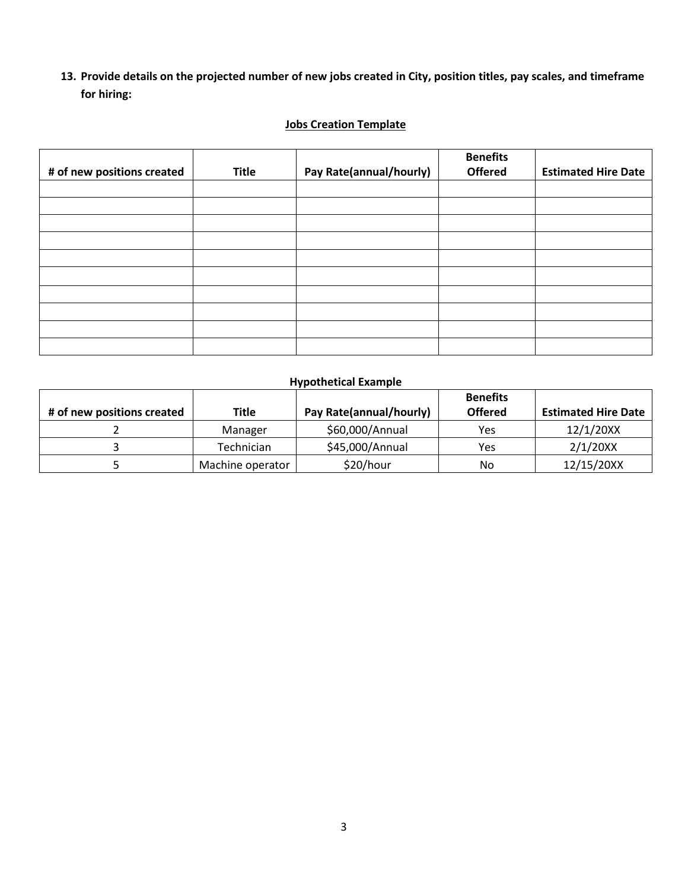13. **Provide details on the projected number of new jobs created in City, position titles, pay scales, and timeframe for hiring:**

**Jobs Creation Template**

| # of new positions created | Title | Pay Rate(annual/hourly) | Benefits Offered | Estimated Hire Date |
|---|---|---|---|---|
| | | | | |
| | | | | |
| | | | | |
| | | | | |
| | | | | |
| | | | | |
| | | | | |
| | | | | |
| | | | | |
| | | | | |

**Hypothetical Example**

| # of new positions created | Title | Pay Rate(annual/hourly) | Benefits Offered | Estimated Hire Date |
|---|---|---|---|---|
| 2 | Manager | $60,000/Annual | Yes | 12/1/20XX |
| 3 | Technician | $45,000/Annual | Yes | 2/1/20XX |
| 5 | Machine operator | $20/hour | No | 12/15/20XX |